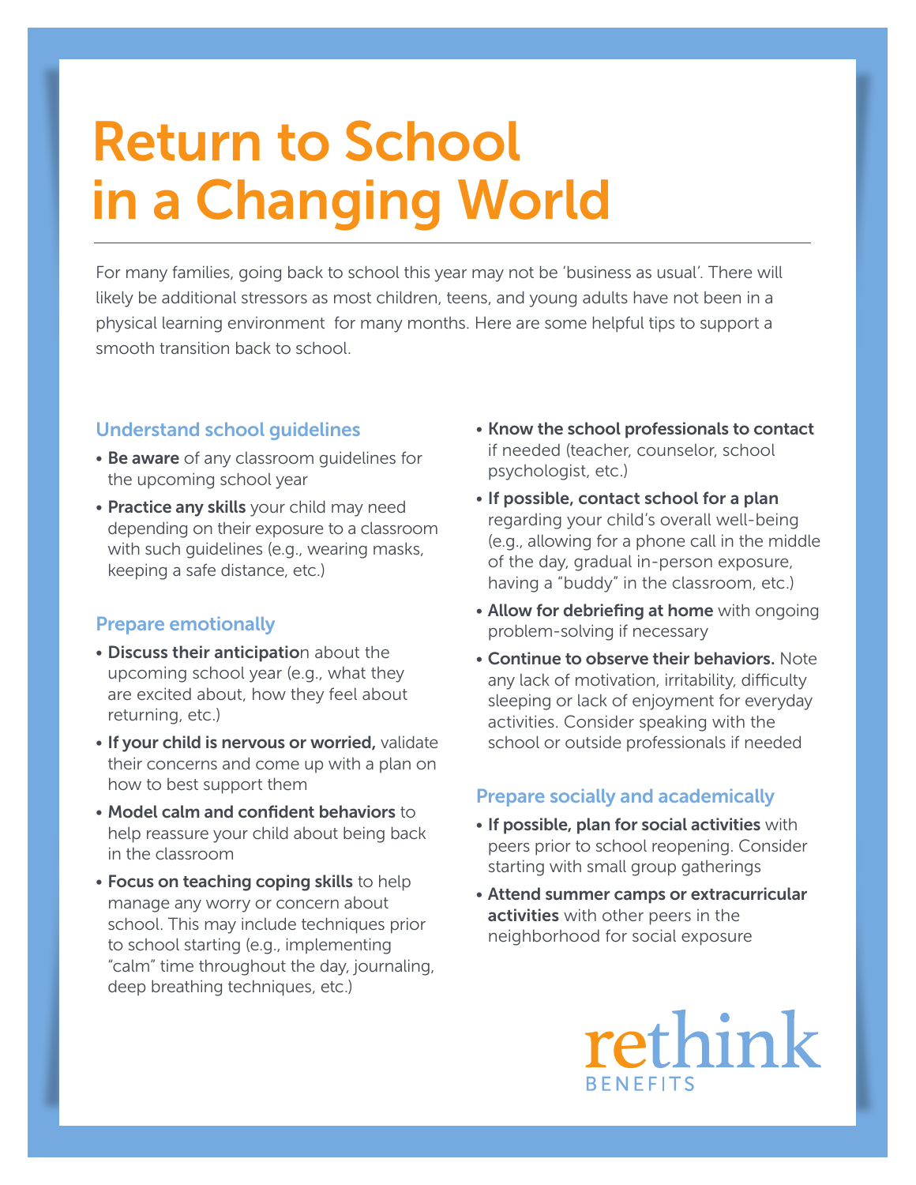# Return to School in a Changing World

For many families, going back to school this year may not be 'business as usual'. There will likely be additional stressors as most children, teens, and young adults have not been in a physical learning environment for many months. Here are some helpful tips to support a smooth transition back to school.

## Understand school guidelines

- **Be aware** of any classroom guidelines for the upcoming school year
- **Practice any skills** your child may need depending on their exposure to a classroom with such guidelines (e.g., wearing masks, keeping a safe distance, etc.)

## Prepare emotionally

- **Discuss their anticipatio**n about the upcoming school year (e.g., what they are excited about, how they feel about returning, etc.)
- **If your child is nervous or worried,** validate their concerns and come up with a plan on how to best support them
- **Model calm and confident behaviors** to help reassure your child about being back in the classroom
- **Focus on teaching coping skills** to help manage any worry or concern about school. This may include techniques prior to school starting (e.g., implementing "calm" time throughout the day, journaling, deep breathing techniques, etc.)
- **Know the school professionals to contact** if needed (teacher, counselor, school psychologist, etc.)
- **If possible, contact school for a plan** regarding your child's overall well-being (e.g., allowing for a phone call in the middle of the day, gradual in-person exposure, having a "buddy" in the classroom, etc.)
- **Allow for debriefing at home** with ongoing problem-solving if necessary
- **Continue to observe their behaviors.** Note any lack of motivation, irritability, difficulty sleeping or lack of enjoyment for everyday activities. Consider speaking with the school or outside professionals if needed

## Prepare socially and academically

- **If possible, plan for social activities** with peers prior to school reopening. Consider starting with small group gatherings
- **Attend summer camps or extracurricular activities** with other peers in the neighborhood for social exposure

rethink BENEFITS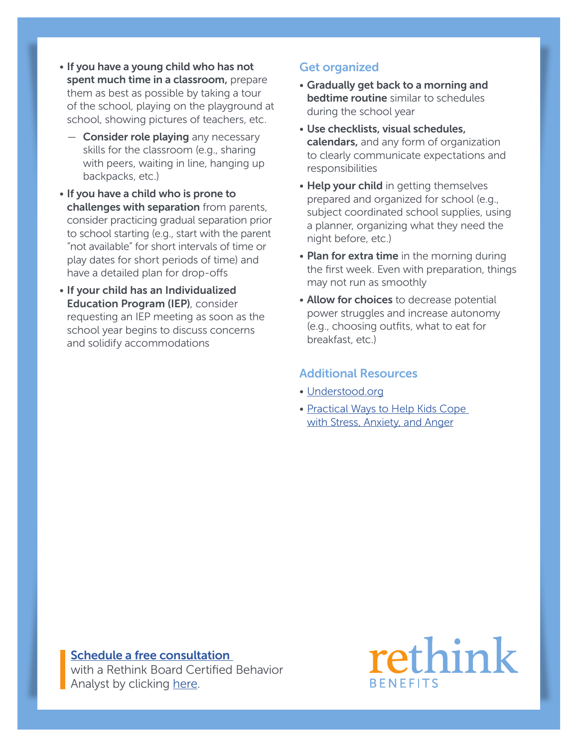- **If you have a young child who has not spent much time in a classroom,** prepare them as best as possible by taking a tour of the school, playing on the playground at school, showing pictures of teachers, etc.
  - **Consider role playing** any necessary skills for the classroom (e.g., sharing with peers, waiting in line, hanging up backpacks, etc.)
- **If you have a child who is prone to challenges with separation** from parents, consider practicing gradual separation prior to school starting (e.g., start with the parent "not available" for short intervals of time or play dates for short periods of time) and have a detailed plan for drop-offs
- **If your child has an Individualized Education Program (IEP)**, consider requesting an IEP meeting as soon as the school year begins to discuss concerns and solidify accommodations

## Get organized

- **Gradually get back to a morning and bedtime routine** similar to schedules during the school year
- **Use checklists, visual schedules, calendars,** and any form of organization to clearly communicate expectations and responsibilities
- **Help your child** in getting themselves prepared and organized for school (e.g., subject coordinated school supplies, using a planner, organizing what they need the night before, etc.)
- **Plan for extra time** in the morning during the first week. Even with preparation, things may not run as smoothly
- **Allow for choices** to decrease potential power struggles and increase autonomy (e.g., choosing outfits, what to eat for breakfast, etc.)

## Additional Resources

- Understood.org
- Practical Ways to Help Kids Cope with Stress, Anxiety, and Anger

**Schedule a free consultation** with a Rethink Board Certified Behavior Analyst by clicking here.

rethink BENEFITS